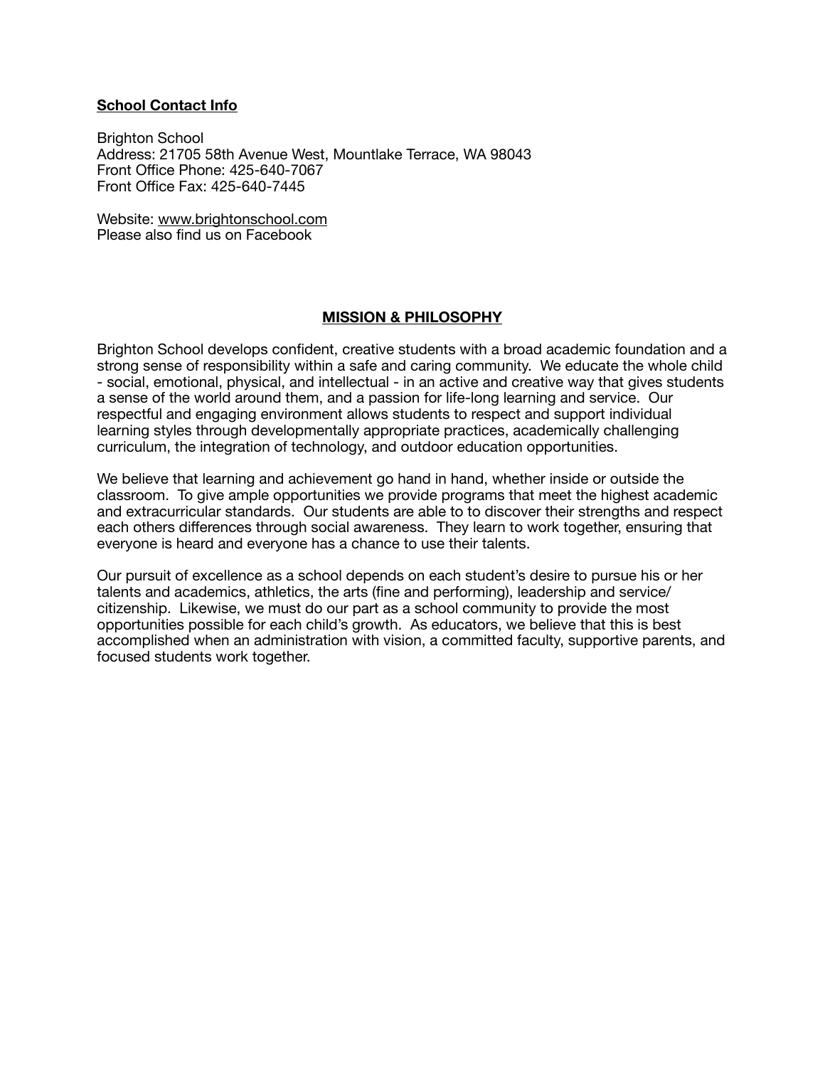**School Contact Info**

Brighton School
Address: 21705 58th Avenue West, Mountlake Terrace, WA 98043
Front Office Phone: 425-640-7067
Front Office Fax: 425-640-7445

Website: www.brightonschool.com
Please also find us on Facebook

## MISSION & PHILOSOPHY

Brighton School develops confident, creative students with a broad academic foundation and a strong sense of responsibility within a safe and caring community. We educate the whole child - social, emotional, physical, and intellectual - in an active and creative way that gives students a sense of the world around them, and a passion for life-long learning and service. Our respectful and engaging environment allows students to respect and support individual learning styles through developmentally appropriate practices, academically challenging curriculum, the integration of technology, and outdoor education opportunities.

We believe that learning and achievement go hand in hand, whether inside or outside the classroom. To give ample opportunities we provide programs that meet the highest academic and extracurricular standards. Our students are able to to discover their strengths and respect each others differences through social awareness. They learn to work together, ensuring that everyone is heard and everyone has a chance to use their talents.

Our pursuit of excellence as a school depends on each student's desire to pursue his or her talents and academics, athletics, the arts (fine and performing), leadership and service/citizenship. Likewise, we must do our part as a school community to provide the most opportunities possible for each child's growth. As educators, we believe that this is best accomplished when an administration with vision, a committed faculty, supportive parents, and focused students work together.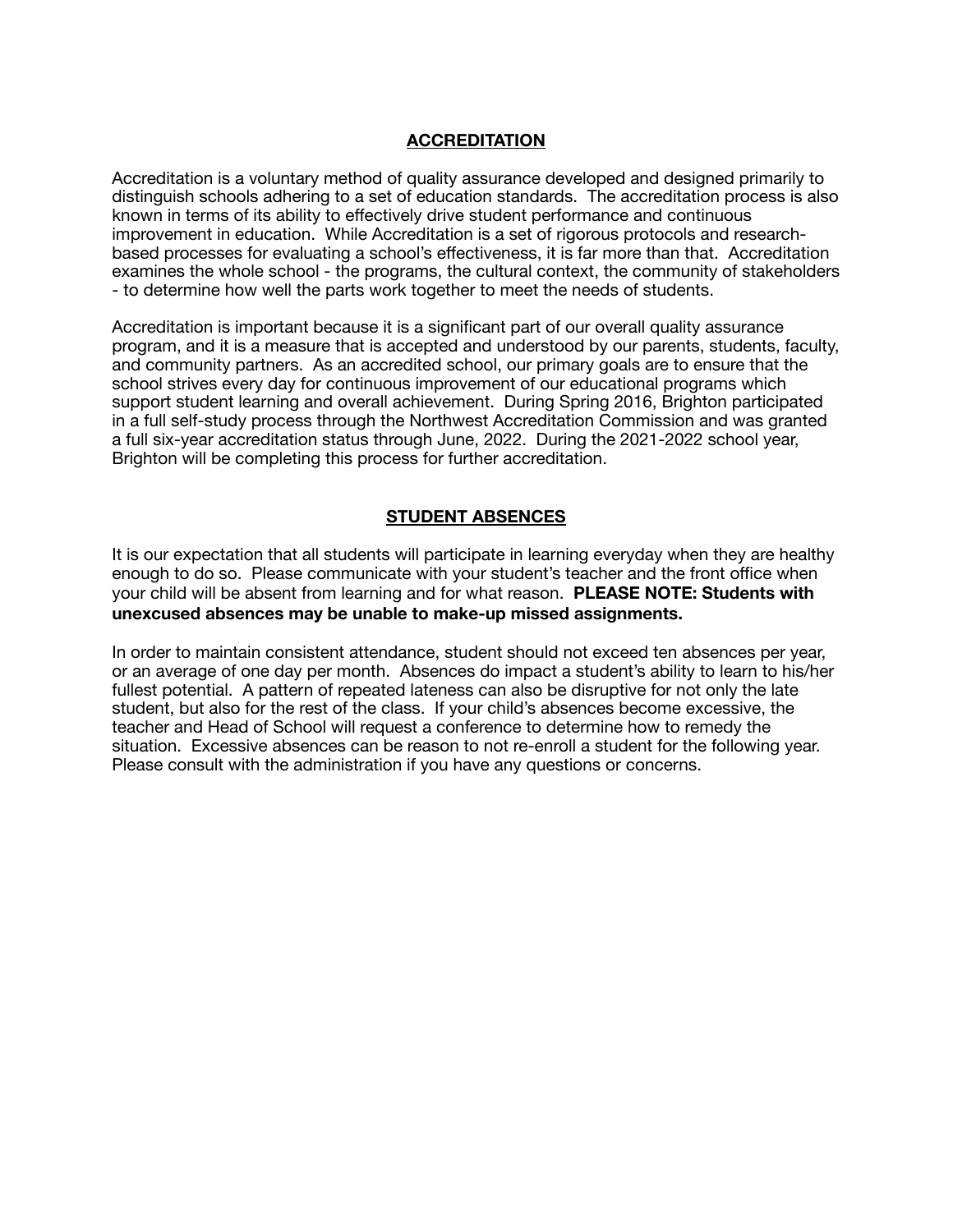## ACCREDITATION

Accreditation is a voluntary method of quality assurance developed and designed primarily to distinguish schools adhering to a set of education standards. The accreditation process is also known in terms of its ability to effectively drive student performance and continuous improvement in education. While Accreditation is a set of rigorous protocols and research-based processes for evaluating a school's effectiveness, it is far more than that. Accreditation examines the whole school - the programs, the cultural context, the community of stakeholders - to determine how well the parts work together to meet the needs of students.

Accreditation is important because it is a significant part of our overall quality assurance program, and it is a measure that is accepted and understood by our parents, students, faculty, and community partners. As an accredited school, our primary goals are to ensure that the school strives every day for continuous improvement of our educational programs which support student learning and overall achievement. During Spring 2016, Brighton participated in a full self-study process through the Northwest Accreditation Commission and was granted a full six-year accreditation status through June, 2022. During the 2021-2022 school year, Brighton will be completing this process for further accreditation.

## STUDENT ABSENCES

It is our expectation that all students will participate in learning everyday when they are healthy enough to do so. Please communicate with your student's teacher and the front office when your child will be absent from learning and for what reason. **PLEASE NOTE: Students with unexcused absences may be unable to make-up missed assignments.**

In order to maintain consistent attendance, student should not exceed ten absences per year, or an average of one day per month. Absences do impact a student's ability to learn to his/her fullest potential. A pattern of repeated lateness can also be disruptive for not only the late student, but also for the rest of the class. If your child's absences become excessive, the teacher and Head of School will request a conference to determine how to remedy the situation. Excessive absences can be reason to not re-enroll a student for the following year. Please consult with the administration if you have any questions or concerns.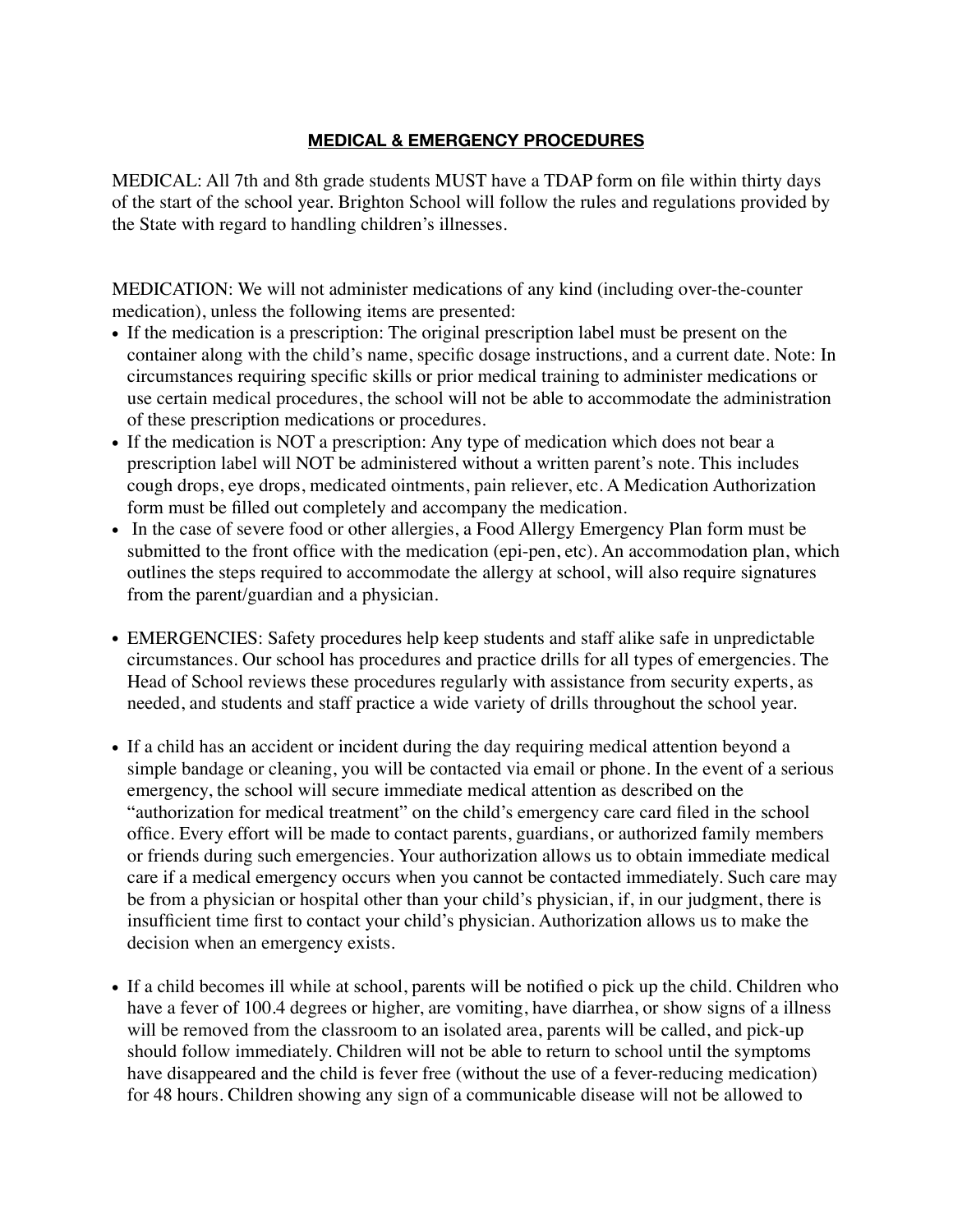## MEDICAL & EMERGENCY PROCEDURES

MEDICAL: All 7th and 8th grade students MUST have a TDAP form on file within thirty days of the start of the school year. Brighton School will follow the rules and regulations provided by the State with regard to handling children's illnesses.

MEDICATION: We will not administer medications of any kind (including over-the-counter medication), unless the following items are presented:

- If the medication is a prescription: The original prescription label must be present on the container along with the child's name, specific dosage instructions, and a current date. Note: In circumstances requiring specific skills or prior medical training to administer medications or use certain medical procedures, the school will not be able to accommodate the administration of these prescription medications or procedures.
- If the medication is NOT a prescription: Any type of medication which does not bear a prescription label will NOT be administered without a written parent's note. This includes cough drops, eye drops, medicated ointments, pain reliever, etc. A Medication Authorization form must be filled out completely and accompany the medication.
- In the case of severe food or other allergies, a Food Allergy Emergency Plan form must be submitted to the front office with the medication (epi-pen, etc). An accommodation plan, which outlines the steps required to accommodate the allergy at school, will also require signatures from the parent/guardian and a physician.

- EMERGENCIES: Safety procedures help keep students and staff alike safe in unpredictable circumstances. Our school has procedures and practice drills for all types of emergencies. The Head of School reviews these procedures regularly with assistance from security experts, as needed, and students and staff practice a wide variety of drills throughout the school year.

- If a child has an accident or incident during the day requiring medical attention beyond a simple bandage or cleaning, you will be contacted via email or phone. In the event of a serious emergency, the school will secure immediate medical attention as described on the "authorization for medical treatment" on the child's emergency care card filed in the school office. Every effort will be made to contact parents, guardians, or authorized family members or friends during such emergencies. Your authorization allows us to obtain immediate medical care if a medical emergency occurs when you cannot be contacted immediately. Such care may be from a physician or hospital other than your child's physician, if, in our judgment, there is insufficient time first to contact your child's physician. Authorization allows us to make the decision when an emergency exists.

- If a child becomes ill while at school, parents will be notified o pick up the child. Children who have a fever of 100.4 degrees or higher, are vomiting, have diarrhea, or show signs of a illness will be removed from the classroom to an isolated area, parents will be called, and pick-up should follow immediately. Children will not be able to return to school until the symptoms have disappeared and the child is fever free (without the use of a fever-reducing medication) for 48 hours. Children showing any sign of a communicable disease will not be allowed to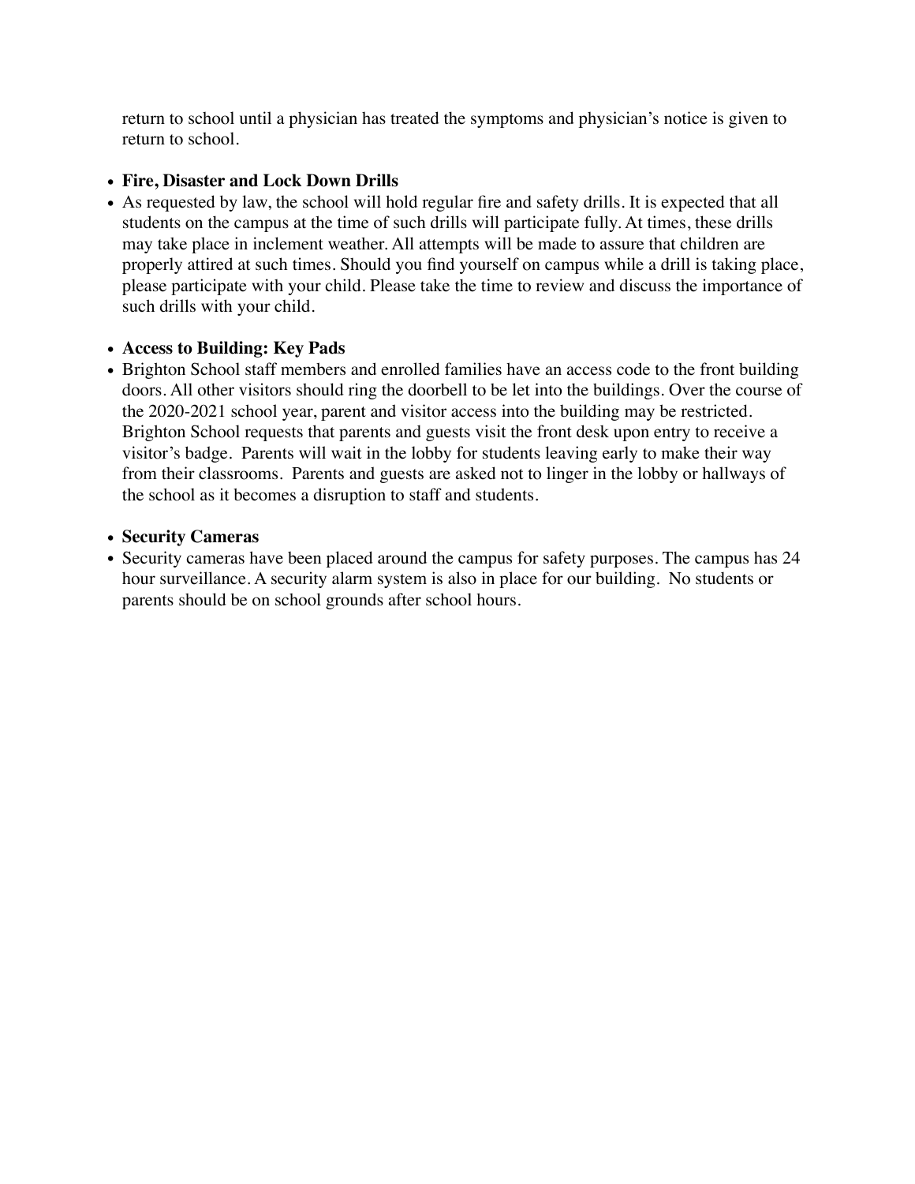return to school until a physician has treated the symptoms and physician's notice is given to return to school.

- **Fire, Disaster and Lock Down Drills**
- As requested by law, the school will hold regular fire and safety drills. It is expected that all students on the campus at the time of such drills will participate fully. At times, these drills may take place in inclement weather. All attempts will be made to assure that children are properly attired at such times. Should you find yourself on campus while a drill is taking place, please participate with your child. Please take the time to review and discuss the importance of such drills with your child.

- **Access to Building: Key Pads**
- Brighton School staff members and enrolled families have an access code to the front building doors. All other visitors should ring the doorbell to be let into the buildings. Over the course of the 2020-2021 school year, parent and visitor access into the building may be restricted. Brighton School requests that parents and guests visit the front desk upon entry to receive a visitor's badge. Parents will wait in the lobby for students leaving early to make their way from their classrooms. Parents and guests are asked not to linger in the lobby or hallways of the school as it becomes a disruption to staff and students.

- **Security Cameras**
- Security cameras have been placed around the campus for safety purposes. The campus has 24 hour surveillance. A security alarm system is also in place for our building. No students or parents should be on school grounds after school hours.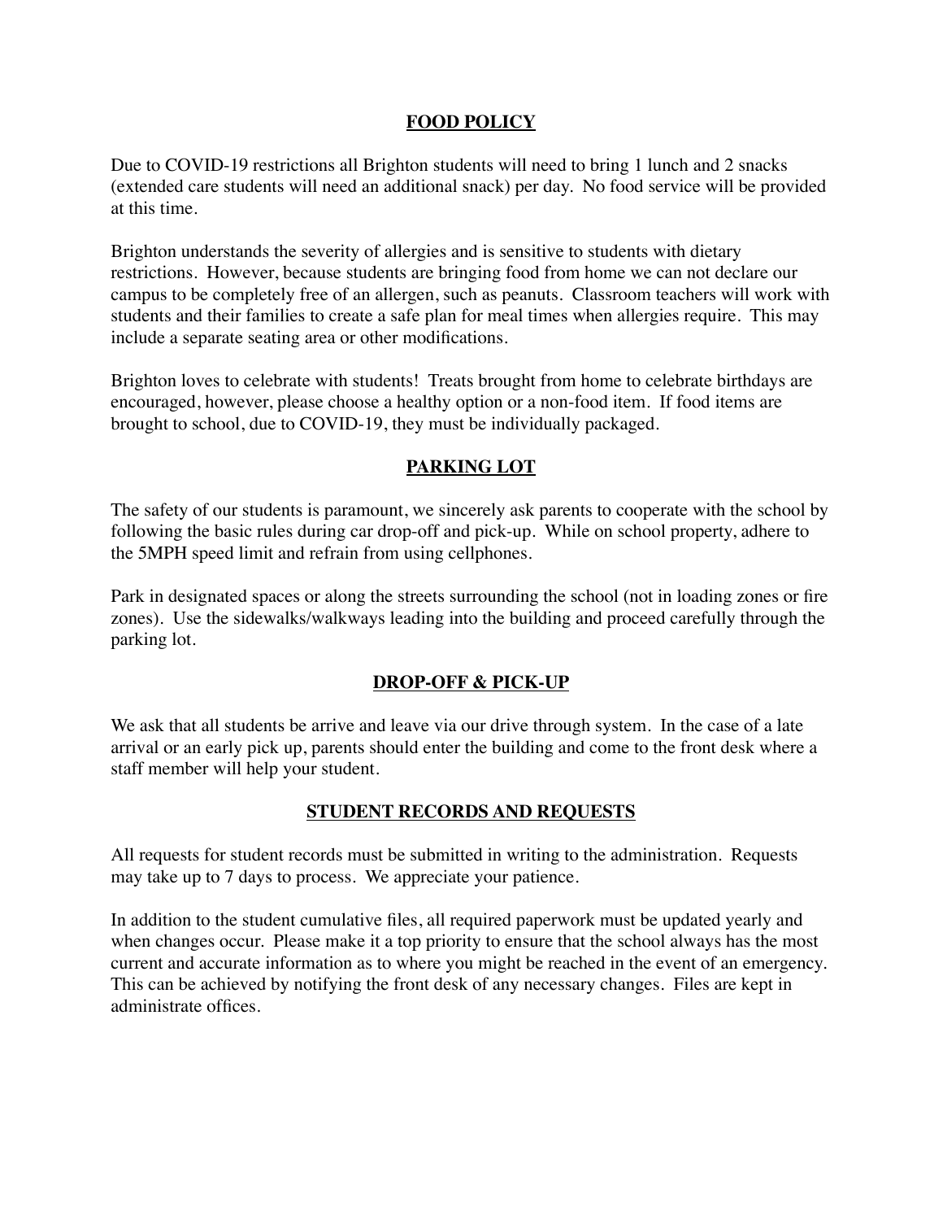## **FOOD POLICY**

Due to COVID-19 restrictions all Brighton students will need to bring 1 lunch and 2 snacks (extended care students will need an additional snack) per day. No food service will be provided at this time.

Brighton understands the severity of allergies and is sensitive to students with dietary restrictions. However, because students are bringing food from home we can not declare our campus to be completely free of an allergen, such as peanuts. Classroom teachers will work with students and their families to create a safe plan for meal times when allergies require. This may include a separate seating area or other modifications.

Brighton loves to celebrate with students! Treats brought from home to celebrate birthdays are encouraged, however, please choose a healthy option or a non-food item. If food items are brought to school, due to COVID-19, they must be individually packaged.

## **PARKING LOT**

The safety of our students is paramount, we sincerely ask parents to cooperate with the school by following the basic rules during car drop-off and pick-up. While on school property, adhere to the 5MPH speed limit and refrain from using cellphones.

Park in designated spaces or along the streets surrounding the school (not in loading zones or fire zones). Use the sidewalks/walkways leading into the building and proceed carefully through the parking lot.

## **DROP-OFF & PICK-UP**

We ask that all students be arrive and leave via our drive through system. In the case of a late arrival or an early pick up, parents should enter the building and come to the front desk where a staff member will help your student.

## **STUDENT RECORDS AND REQUESTS**

All requests for student records must be submitted in writing to the administration. Requests may take up to 7 days to process. We appreciate your patience.

In addition to the student cumulative files, all required paperwork must be updated yearly and when changes occur. Please make it a top priority to ensure that the school always has the most current and accurate information as to where you might be reached in the event of an emergency. This can be achieved by notifying the front desk of any necessary changes. Files are kept in administrate offices.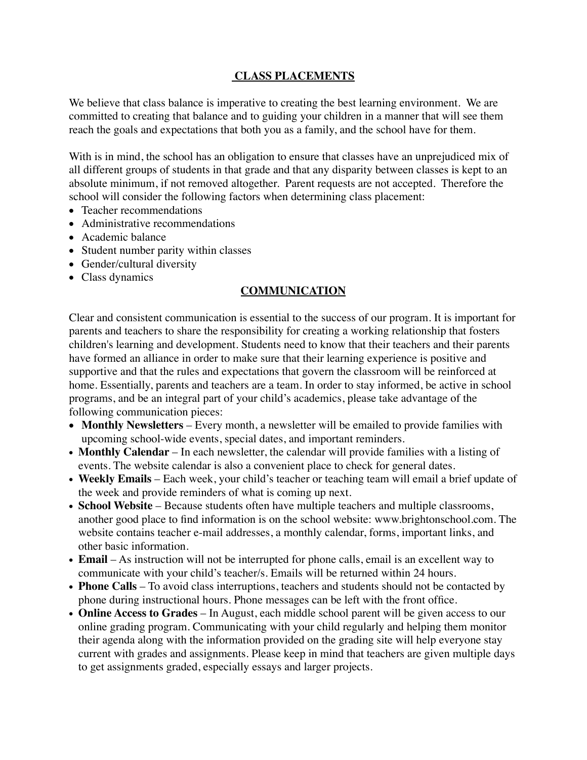## CLASS PLACEMENTS

We believe that class balance is imperative to creating the best learning environment. We are committed to creating that balance and to guiding your children in a manner that will see them reach the goals and expectations that both you as a family, and the school have for them.

With is in mind, the school has an obligation to ensure that classes have an unprejudiced mix of all different groups of students in that grade and that any disparity between classes is kept to an absolute minimum, if not removed altogether. Parent requests are not accepted. Therefore the school will consider the following factors when determining class placement:

- Teacher recommendations
- Administrative recommendations
- Academic balance
- Student number parity within classes
- Gender/cultural diversity
- Class dynamics

## COMMUNICATION

Clear and consistent communication is essential to the success of our program. It is important for parents and teachers to share the responsibility for creating a working relationship that fosters children's learning and development. Students need to know that their teachers and their parents have formed an alliance in order to make sure that their learning experience is positive and supportive and that the rules and expectations that govern the classroom will be reinforced at home. Essentially, parents and teachers are a team. In order to stay informed, be active in school programs, and be an integral part of your child's academics, please take advantage of the following communication pieces:

- **Monthly Newsletters** – Every month, a newsletter will be emailed to provide families with upcoming school-wide events, special dates, and important reminders.
- **Monthly Calendar** – In each newsletter, the calendar will provide families with a listing of events. The website calendar is also a convenient place to check for general dates.
- **Weekly Emails** – Each week, your child's teacher or teaching team will email a brief update of the week and provide reminders of what is coming up next.
- **School Website** – Because students often have multiple teachers and multiple classrooms, another good place to find information is on the school website: www.brightonschool.com. The website contains teacher e-mail addresses, a monthly calendar, forms, important links, and other basic information.
- **Email** – As instruction will not be interrupted for phone calls, email is an excellent way to communicate with your child's teacher/s. Emails will be returned within 24 hours.
- **Phone Calls** – To avoid class interruptions, teachers and students should not be contacted by phone during instructional hours. Phone messages can be left with the front office.
- **Online Access to Grades** – In August, each middle school parent will be given access to our online grading program. Communicating with your child regularly and helping them monitor their agenda along with the information provided on the grading site will help everyone stay current with grades and assignments. Please keep in mind that teachers are given multiple days to get assignments graded, especially essays and larger projects.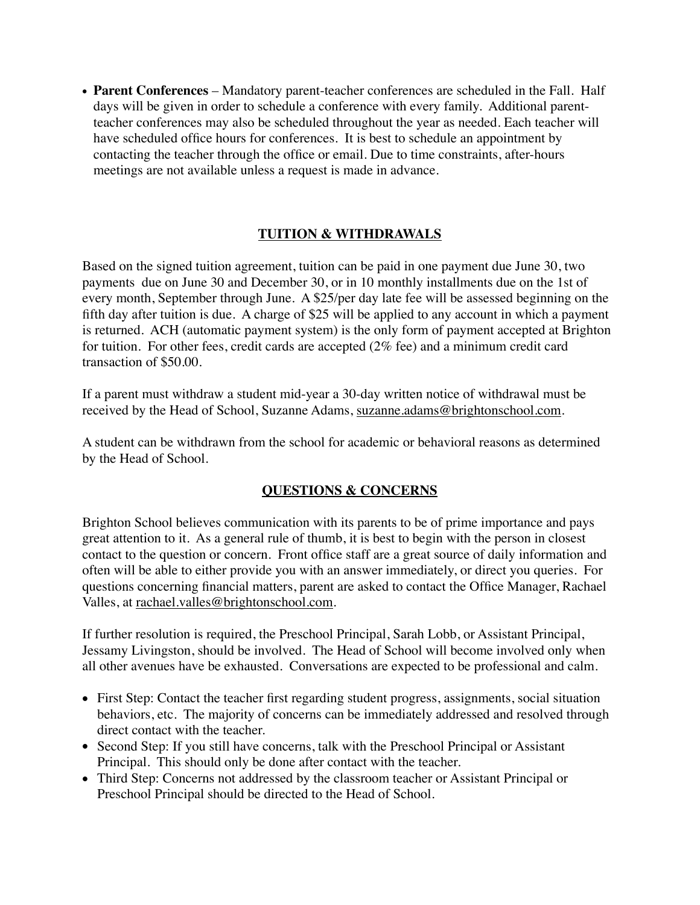- **Parent Conferences** – Mandatory parent-teacher conferences are scheduled in the Fall. Half days will be given in order to schedule a conference with every family. Additional parent-teacher conferences may also be scheduled throughout the year as needed. Each teacher will have scheduled office hours for conferences. It is best to schedule an appointment by contacting the teacher through the office or email. Due to time constraints, after-hours meetings are not available unless a request is made in advance.

## TUITION & WITHDRAWALS

Based on the signed tuition agreement, tuition can be paid in one payment due June 30, two payments due on June 30 and December 30, or in 10 monthly installments due on the 1st of every month, September through June. A $25/per day late fee will be assessed beginning on the fifth day after tuition is due. A charge of $25 will be applied to any account in which a payment is returned. ACH (automatic payment system) is the only form of payment accepted at Brighton for tuition. For other fees, credit cards are accepted (2% fee) and a minimum credit card transaction of $50.00.

If a parent must withdraw a student mid-year a 30-day written notice of withdrawal must be received by the Head of School, Suzanne Adams, suzanne.adams@brightonschool.com.

A student can be withdrawn from the school for academic or behavioral reasons as determined by the Head of School.

## QUESTIONS & CONCERNS

Brighton School believes communication with its parents to be of prime importance and pays great attention to it. As a general rule of thumb, it is best to begin with the person in closest contact to the question or concern. Front office staff are a great source of daily information and often will be able to either provide you with an answer immediately, or direct you queries. For questions concerning financial matters, parent are asked to contact the Office Manager, Rachael Valles, at rachael.valles@brightonschool.com.

If further resolution is required, the Preschool Principal, Sarah Lobb, or Assistant Principal, Jessamy Livingston, should be involved. The Head of School will become involved only when all other avenues have be exhausted. Conversations are expected to be professional and calm.

- First Step: Contact the teacher first regarding student progress, assignments, social situation behaviors, etc. The majority of concerns can be immediately addressed and resolved through direct contact with the teacher.
- Second Step: If you still have concerns, talk with the Preschool Principal or Assistant Principal. This should only be done after contact with the teacher.
- Third Step: Concerns not addressed by the classroom teacher or Assistant Principal or Preschool Principal should be directed to the Head of School.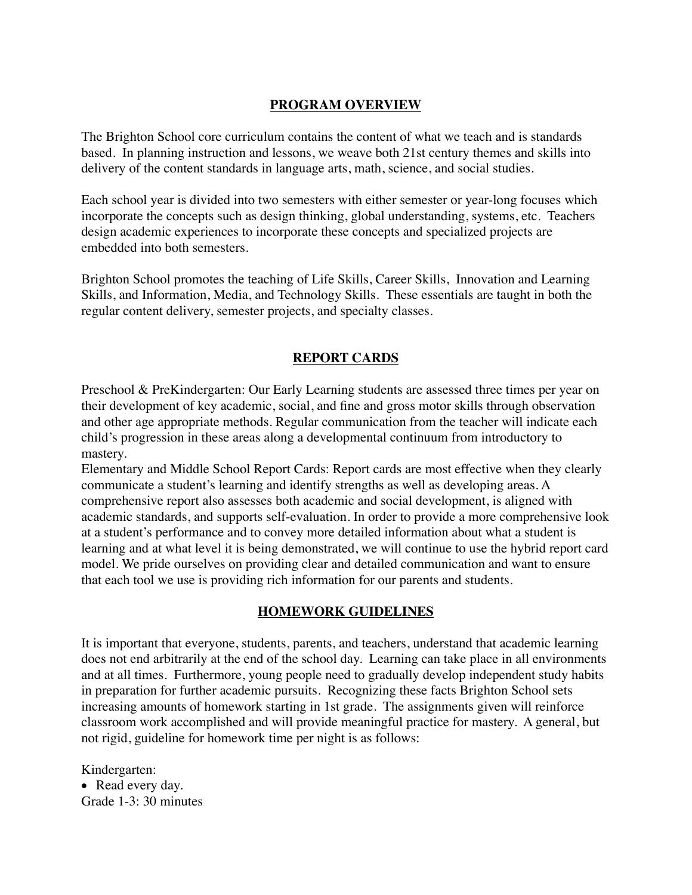## PROGRAM OVERVIEW

The Brighton School core curriculum contains the content of what we teach and is standards based. In planning instruction and lessons, we weave both 21st century themes and skills into delivery of the content standards in language arts, math, science, and social studies.

Each school year is divided into two semesters with either semester or year-long focuses which incorporate the concepts such as design thinking, global understanding, systems, etc. Teachers design academic experiences to incorporate these concepts and specialized projects are embedded into both semesters.

Brighton School promotes the teaching of Life Skills, Career Skills, Innovation and Learning Skills, and Information, Media, and Technology Skills. These essentials are taught in both the regular content delivery, semester projects, and specialty classes.

## REPORT CARDS

Preschool & PreKindergarten: Our Early Learning students are assessed three times per year on their development of key academic, social, and fine and gross motor skills through observation and other age appropriate methods. Regular communication from the teacher will indicate each child's progression in these areas along a developmental continuum from introductory to mastery.

Elementary and Middle School Report Cards: Report cards are most effective when they clearly communicate a student's learning and identify strengths as well as developing areas. A comprehensive report also assesses both academic and social development, is aligned with academic standards, and supports self-evaluation. In order to provide a more comprehensive look at a student's performance and to convey more detailed information about what a student is learning and at what level it is being demonstrated, we will continue to use the hybrid report card model. We pride ourselves on providing clear and detailed communication and want to ensure that each tool we use is providing rich information for our parents and students.

## HOMEWORK GUIDELINES

It is important that everyone, students, parents, and teachers, understand that academic learning does not end arbitrarily at the end of the school day. Learning can take place in all environments and at all times. Furthermore, young people need to gradually develop independent study habits in preparation for further academic pursuits. Recognizing these facts Brighton School sets increasing amounts of homework starting in 1st grade. The assignments given will reinforce classroom work accomplished and will provide meaningful practice for mastery. A general, but not rigid, guideline for homework time per night is as follows:

Kindergarten:

- Read every day.

Grade 1-3: 30 minutes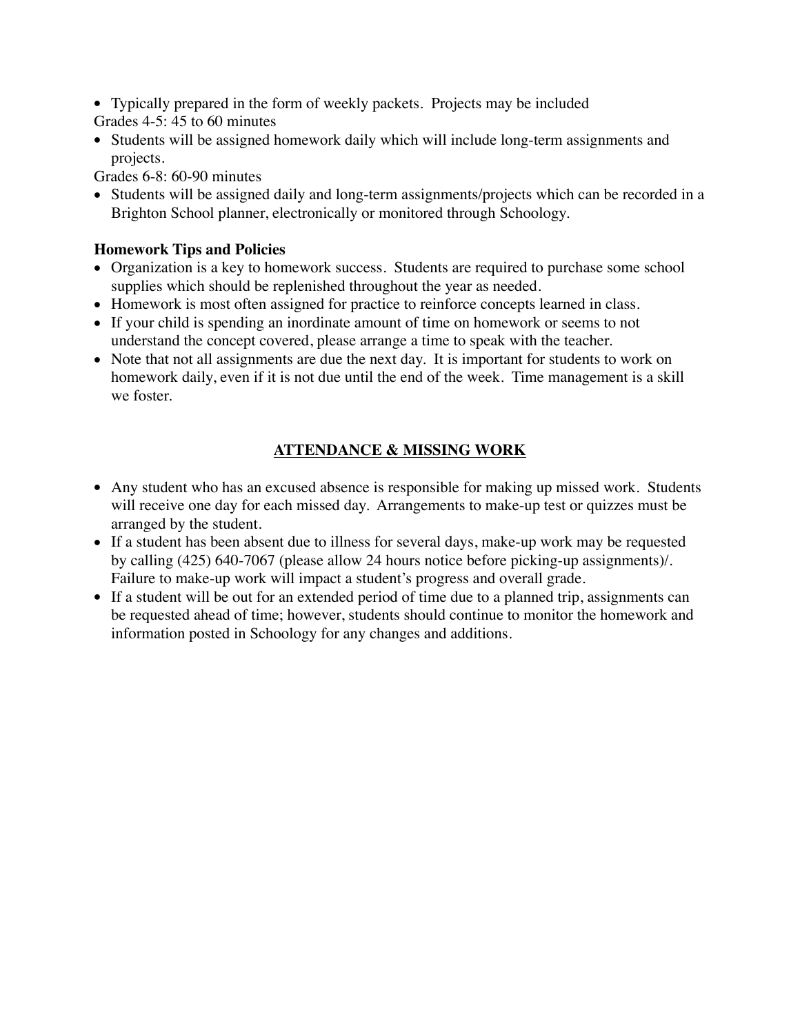- Typically prepared in the form of weekly packets. Projects may be included

Grades 4-5: 45 to 60 minutes

- Students will be assigned homework daily which will include long-term assignments and projects.

Grades 6-8: 60-90 minutes

- Students will be assigned daily and long-term assignments/projects which can be recorded in a Brighton School planner, electronically or monitored through Schoology.

**Homework Tips and Policies**

- Organization is a key to homework success. Students are required to purchase some school supplies which should be replenished throughout the year as needed.
- Homework is most often assigned for practice to reinforce concepts learned in class.
- If your child is spending an inordinate amount of time on homework or seems to not understand the concept covered, please arrange a time to speak with the teacher.
- Note that not all assignments are due the next day. It is important for students to work on homework daily, even if it is not due until the end of the week. Time management is a skill we foster.

## ATTENDANCE & MISSING WORK

- Any student who has an excused absence is responsible for making up missed work. Students will receive one day for each missed day. Arrangements to make-up test or quizzes must be arranged by the student.
- If a student has been absent due to illness for several days, make-up work may be requested by calling (425) 640-7067 (please allow 24 hours notice before picking-up assignments)/. Failure to make-up work will impact a student's progress and overall grade.
- If a student will be out for an extended period of time due to a planned trip, assignments can be requested ahead of time; however, students should continue to monitor the homework and information posted in Schoology for any changes and additions.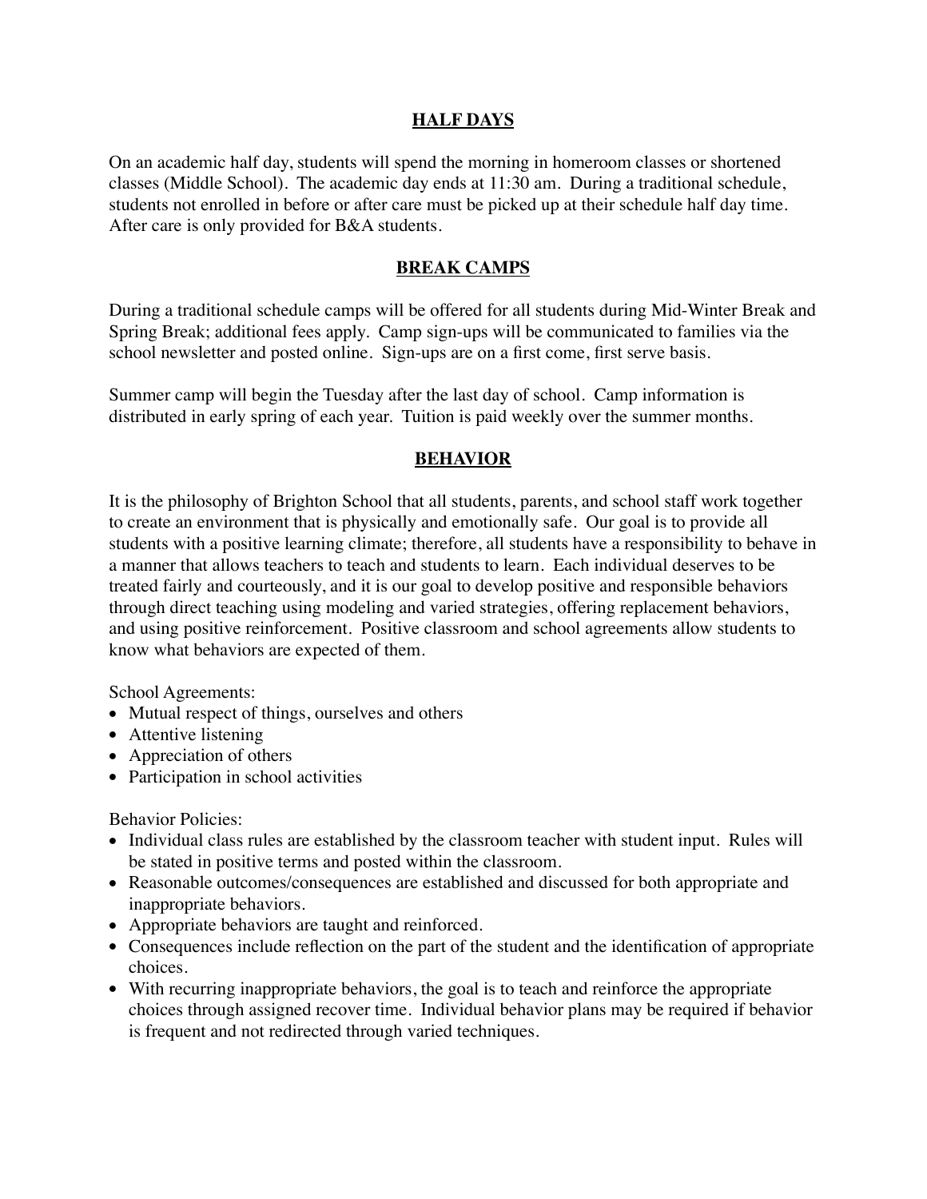## HALF DAYS

On an academic half day, students will spend the morning in homeroom classes or shortened classes (Middle School). The academic day ends at 11:30 am. During a traditional schedule, students not enrolled in before or after care must be picked up at their schedule half day time. After care is only provided for B&A students.

## BREAK CAMPS

During a traditional schedule camps will be offered for all students during Mid-Winter Break and Spring Break; additional fees apply. Camp sign-ups will be communicated to families via the school newsletter and posted online. Sign-ups are on a first come, first serve basis.

Summer camp will begin the Tuesday after the last day of school. Camp information is distributed in early spring of each year. Tuition is paid weekly over the summer months.

## BEHAVIOR

It is the philosophy of Brighton School that all students, parents, and school staff work together to create an environment that is physically and emotionally safe. Our goal is to provide all students with a positive learning climate; therefore, all students have a responsibility to behave in a manner that allows teachers to teach and students to learn. Each individual deserves to be treated fairly and courteously, and it is our goal to develop positive and responsible behaviors through direct teaching using modeling and varied strategies, offering replacement behaviors, and using positive reinforcement. Positive classroom and school agreements allow students to know what behaviors are expected of them.

School Agreements:

- Mutual respect of things, ourselves and others
- Attentive listening
- Appreciation of others
- Participation in school activities

Behavior Policies:

- Individual class rules are established by the classroom teacher with student input. Rules will be stated in positive terms and posted within the classroom.
- Reasonable outcomes/consequences are established and discussed for both appropriate and inappropriate behaviors.
- Appropriate behaviors are taught and reinforced.
- Consequences include reflection on the part of the student and the identification of appropriate choices.
- With recurring inappropriate behaviors, the goal is to teach and reinforce the appropriate choices through assigned recover time. Individual behavior plans may be required if behavior is frequent and not redirected through varied techniques.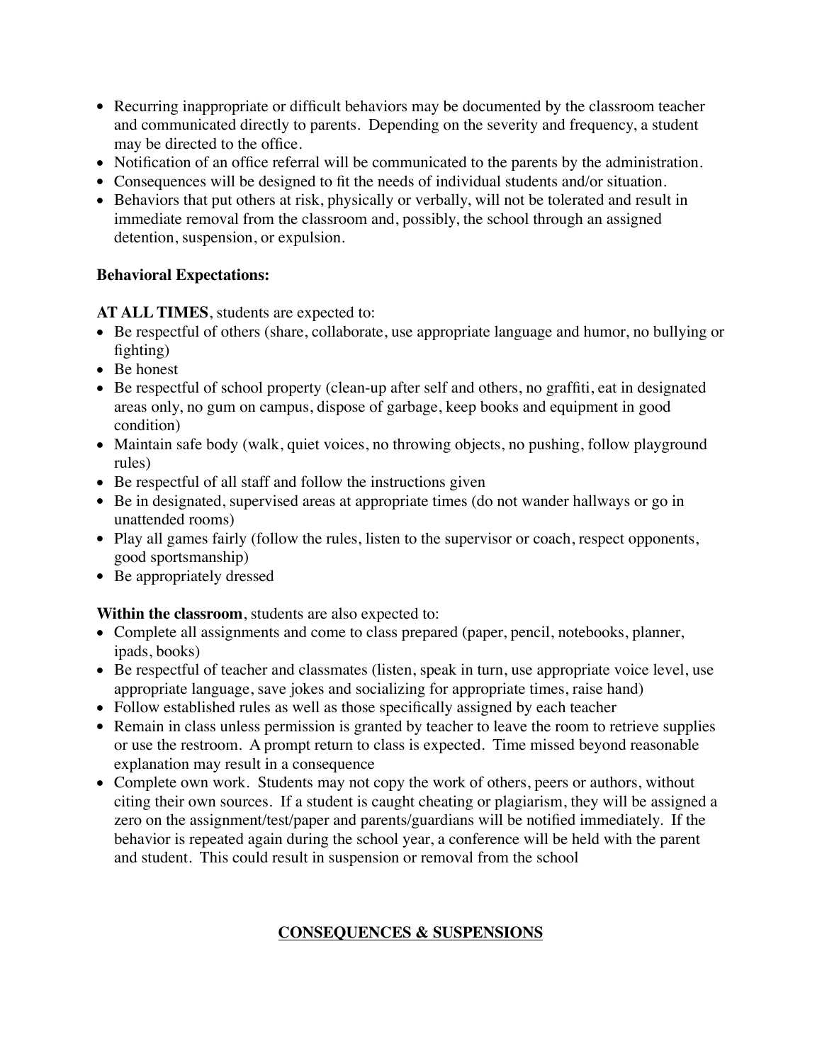- Recurring inappropriate or difficult behaviors may be documented by the classroom teacher and communicated directly to parents. Depending on the severity and frequency, a student may be directed to the office.
- Notification of an office referral will be communicated to the parents by the administration.
- Consequences will be designed to fit the needs of individual students and/or situation.
- Behaviors that put others at risk, physically or verbally, will not be tolerated and result in immediate removal from the classroom and, possibly, the school through an assigned detention, suspension, or expulsion.

**Behavioral Expectations:**

**AT ALL TIMES**, students are expected to:

- Be respectful of others (share, collaborate, use appropriate language and humor, no bullying or fighting)
- Be honest
- Be respectful of school property (clean-up after self and others, no graffiti, eat in designated areas only, no gum on campus, dispose of garbage, keep books and equipment in good condition)
- Maintain safe body (walk, quiet voices, no throwing objects, no pushing, follow playground rules)
- Be respectful of all staff and follow the instructions given
- Be in designated, supervised areas at appropriate times (do not wander hallways or go in unattended rooms)
- Play all games fairly (follow the rules, listen to the supervisor or coach, respect opponents, good sportsmanship)
- Be appropriately dressed

**Within the classroom**, students are also expected to:

- Complete all assignments and come to class prepared (paper, pencil, notebooks, planner, ipads, books)
- Be respectful of teacher and classmates (listen, speak in turn, use appropriate voice level, use appropriate language, save jokes and socializing for appropriate times, raise hand)
- Follow established rules as well as those specifically assigned by each teacher
- Remain in class unless permission is granted by teacher to leave the room to retrieve supplies or use the restroom. A prompt return to class is expected. Time missed beyond reasonable explanation may result in a consequence
- Complete own work. Students may not copy the work of others, peers or authors, without citing their own sources. If a student is caught cheating or plagiarism, they will be assigned a zero on the assignment/test/paper and parents/guardians will be notified immediately. If the behavior is repeated again during the school year, a conference will be held with the parent and student. This could result in suspension or removal from the school

## CONSEQUENCES & SUSPENSIONS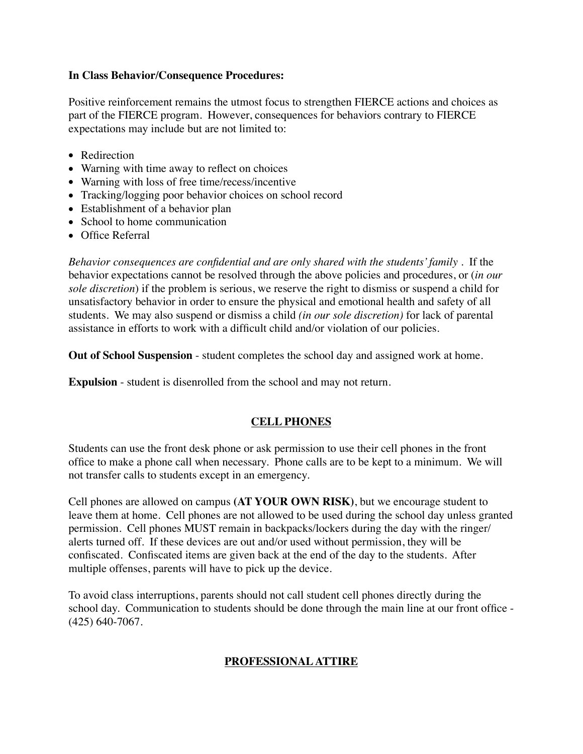**In Class Behavior/Consequence Procedures:**

Positive reinforcement remains the utmost focus to strengthen FIERCE actions and choices as part of the FIERCE program. However, consequences for behaviors contrary to FIERCE expectations may include but are not limited to:

- Redirection
- Warning with time away to reflect on choices
- Warning with loss of free time/recess/incentive
- Tracking/logging poor behavior choices on school record
- Establishment of a behavior plan
- School to home communication
- Office Referral

*Behavior consequences are confidential and are only shared with the students' family* . If the behavior expectations cannot be resolved through the above policies and procedures, or (*in our sole discretion*) if the problem is serious, we reserve the right to dismiss or suspend a child for unsatisfactory behavior in order to ensure the physical and emotional health and safety of all students. We may also suspend or dismiss a child *(in our sole discretion)* for lack of parental assistance in efforts to work with a difficult child and/or violation of our policies.

**Out of School Suspension** - student completes the school day and assigned work at home.

**Expulsion** - student is disenrolled from the school and may not return.

## CELL PHONES

Students can use the front desk phone or ask permission to use their cell phones in the front office to make a phone call when necessary. Phone calls are to be kept to a minimum. We will not transfer calls to students except in an emergency.

Cell phones are allowed on campus **(AT YOUR OWN RISK)**, but we encourage student to leave them at home. Cell phones are not allowed to be used during the school day unless granted permission. Cell phones MUST remain in backpacks/lockers during the day with the ringer/alerts turned off. If these devices are out and/or used without permission, they will be confiscated. Confiscated items are given back at the end of the day to the students. After multiple offenses, parents will have to pick up the device.

To avoid class interruptions, parents should not call student cell phones directly during the school day. Communication to students should be done through the main line at our front office - (425) 640-7067.

## PROFESSIONAL ATTIRE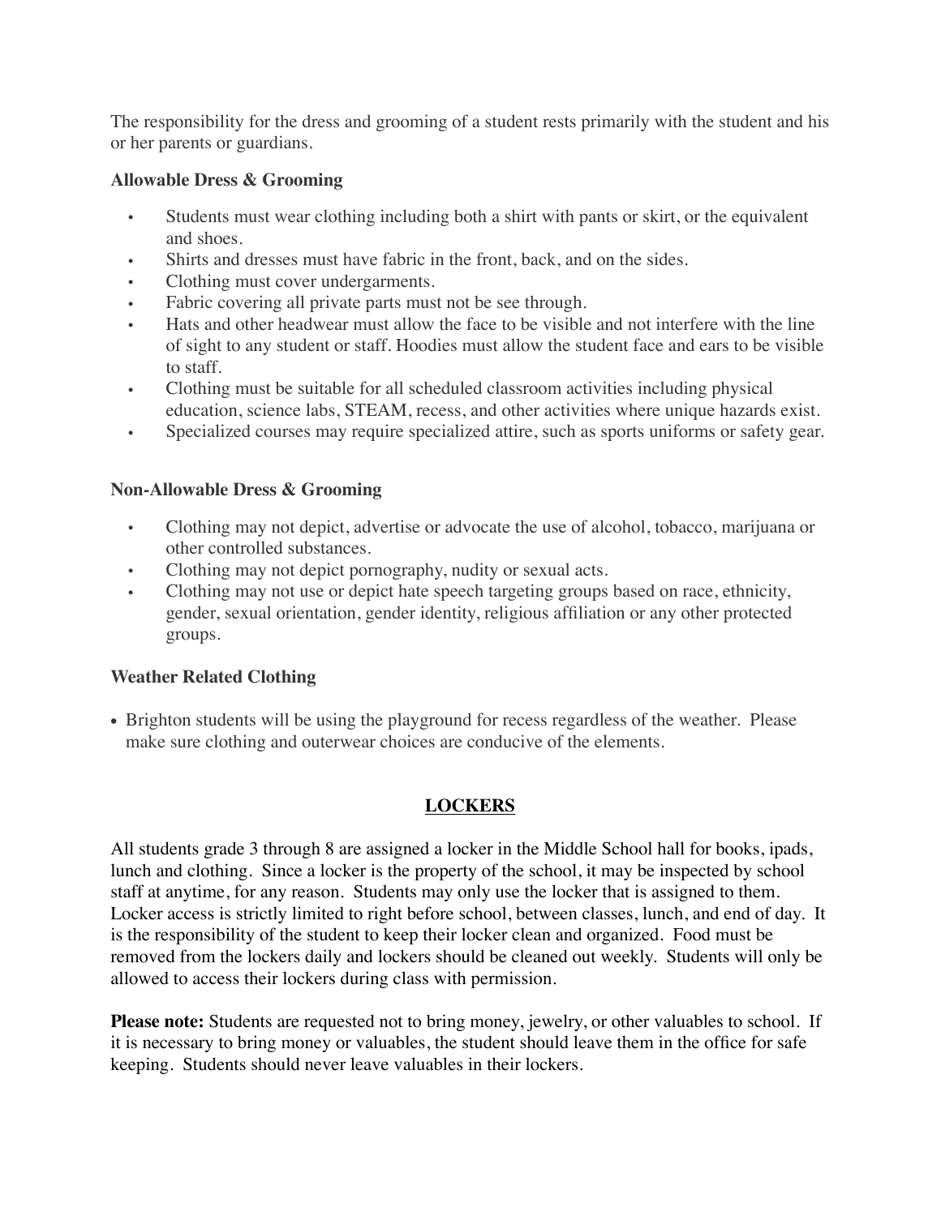The responsibility for the dress and grooming of a student rests primarily with the student and his or her parents or guardians.

**Allowable Dress & Grooming**

- Students must wear clothing including both a shirt with pants or skirt, or the equivalent and shoes.
- Shirts and dresses must have fabric in the front, back, and on the sides.
- Clothing must cover undergarments.
- Fabric covering all private parts must not be see through.
- Hats and other headwear must allow the face to be visible and not interfere with the line of sight to any student or staff. Hoodies must allow the student face and ears to be visible to staff.
- Clothing must be suitable for all scheduled classroom activities including physical education, science labs, STEAM, recess, and other activities where unique hazards exist.
- Specialized courses may require specialized attire, such as sports uniforms or safety gear.

**Non-Allowable Dress & Grooming**

- Clothing may not depict, advertise or advocate the use of alcohol, tobacco, marijuana or other controlled substances.
- Clothing may not depict pornography, nudity or sexual acts.
- Clothing may not use or depict hate speech targeting groups based on race, ethnicity, gender, sexual orientation, gender identity, religious affiliation or any other protected groups.

**Weather Related Clothing**

- Brighton students will be using the playground for recess regardless of the weather. Please make sure clothing and outerwear choices are conducive of the elements.

## LOCKERS

All students grade 3 through 8 are assigned a locker in the Middle School hall for books, ipads, lunch and clothing. Since a locker is the property of the school, it may be inspected by school staff at anytime, for any reason. Students may only use the locker that is assigned to them. Locker access is strictly limited to right before school, between classes, lunch, and end of day. It is the responsibility of the student to keep their locker clean and organized. Food must be removed from the lockers daily and lockers should be cleaned out weekly. Students will only be allowed to access their lockers during class with permission.

**Please note:** Students are requested not to bring money, jewelry, or other valuables to school. If it is necessary to bring money or valuables, the student should leave them in the office for safe keeping. Students should never leave valuables in their lockers.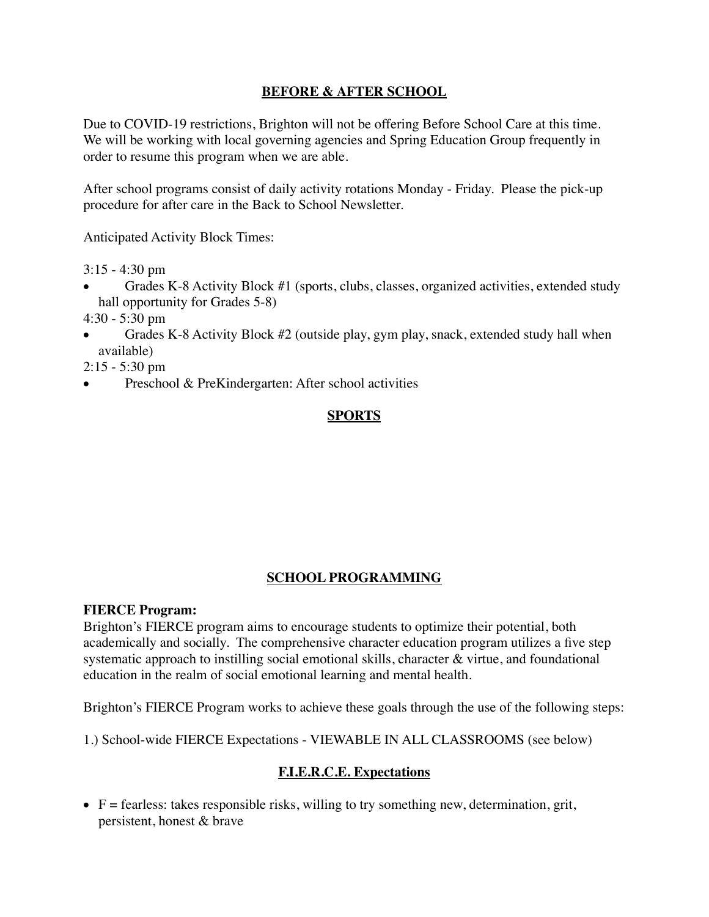## BEFORE & AFTER SCHOOL

Due to COVID-19 restrictions, Brighton will not be offering Before School Care at this time. We will be working with local governing agencies and Spring Education Group frequently in order to resume this program when we are able.

After school programs consist of daily activity rotations Monday - Friday. Please the pick-up procedure for after care in the Back to School Newsletter.

Anticipated Activity Block Times:

3:15 - 4:30 pm

- Grades K-8 Activity Block #1 (sports, clubs, classes, organized activities, extended study hall opportunity for Grades 5-8)

4:30 - 5:30 pm

- Grades K-8 Activity Block #2 (outside play, gym play, snack, extended study hall when available)

2:15 - 5:30 pm

- Preschool & PreKindergarten: After school activities

## SPORTS

## SCHOOL PROGRAMMING

**FIERCE Program:**
Brighton's FIERCE program aims to encourage students to optimize their potential, both academically and socially. The comprehensive character education program utilizes a five step systematic approach to instilling social emotional skills, character & virtue, and foundational education in the realm of social emotional learning and mental health.

Brighton's FIERCE Program works to achieve these goals through the use of the following steps:

1.) School-wide FIERCE Expectations - VIEWABLE IN ALL CLASSROOMS (see below)

### F.I.E.R.C.E. Expectations

- F = fearless: takes responsible risks, willing to try something new, determination, grit, persistent, honest & brave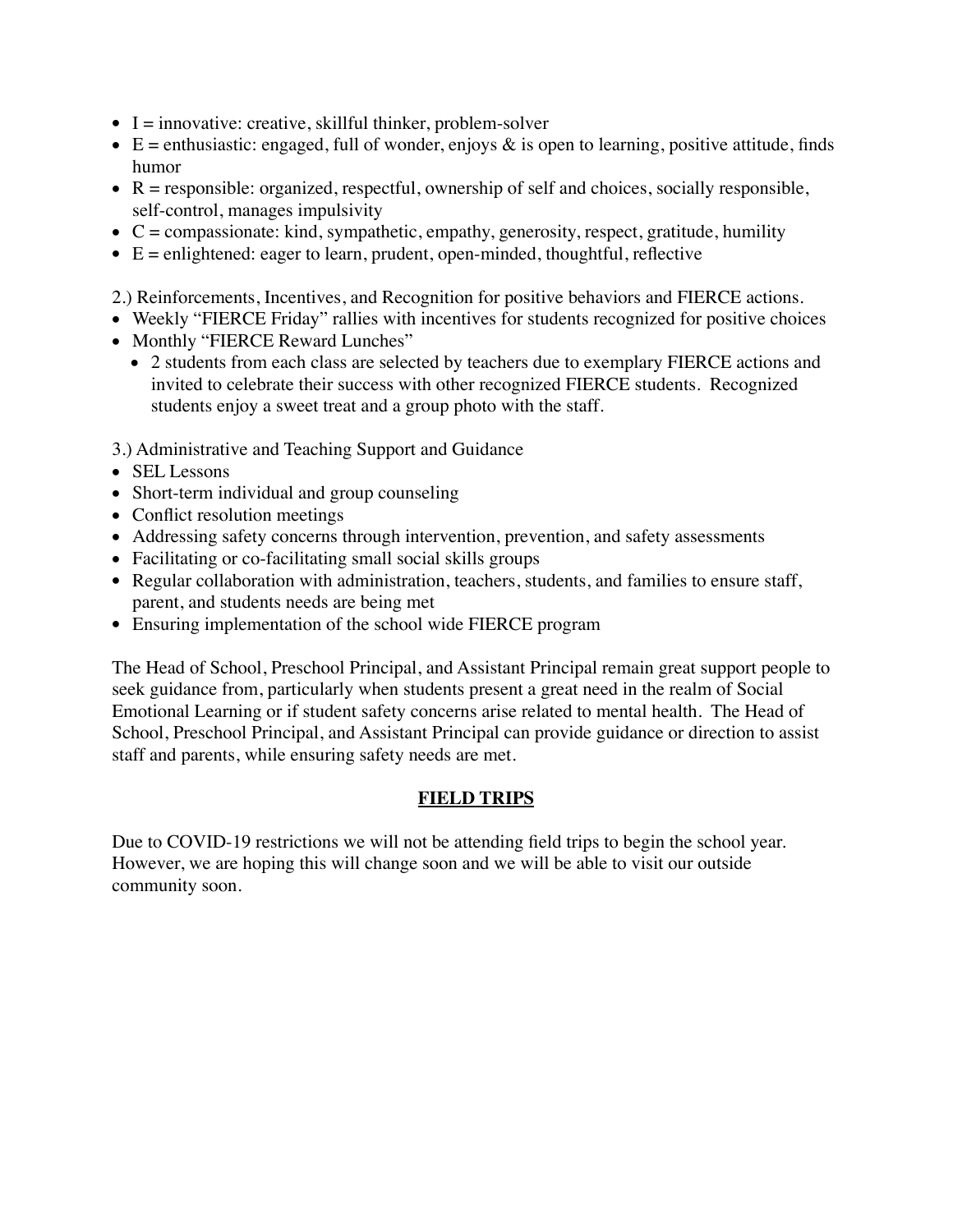- I = innovative: creative, skillful thinker, problem-solver
- E = enthusiastic: engaged, full of wonder, enjoys & is open to learning, positive attitude, finds humor
- R = responsible: organized, respectful, ownership of self and choices, socially responsible, self-control, manages impulsivity
- C = compassionate: kind, sympathetic, empathy, generosity, respect, gratitude, humility
- E = enlightened: eager to learn, prudent, open-minded, thoughtful, reflective

2.) Reinforcements, Incentives, and Recognition for positive behaviors and FIERCE actions.

- Weekly "FIERCE Friday" rallies with incentives for students recognized for positive choices
- Monthly "FIERCE Reward Lunches"
  - 2 students from each class are selected by teachers due to exemplary FIERCE actions and invited to celebrate their success with other recognized FIERCE students. Recognized students enjoy a sweet treat and a group photo with the staff.

3.) Administrative and Teaching Support and Guidance

- SEL Lessons
- Short-term individual and group counseling
- Conflict resolution meetings
- Addressing safety concerns through intervention, prevention, and safety assessments
- Facilitating or co-facilitating small social skills groups
- Regular collaboration with administration, teachers, students, and families to ensure staff, parent, and students needs are being met
- Ensuring implementation of the school wide FIERCE program

The Head of School, Preschool Principal, and Assistant Principal remain great support people to seek guidance from, particularly when students present a great need in the realm of Social Emotional Learning or if student safety concerns arise related to mental health. The Head of School, Preschool Principal, and Assistant Principal can provide guidance or direction to assist staff and parents, while ensuring safety needs are met.

## FIELD TRIPS

Due to COVID-19 restrictions we will not be attending field trips to begin the school year. However, we are hoping this will change soon and we will be able to visit our outside community soon.